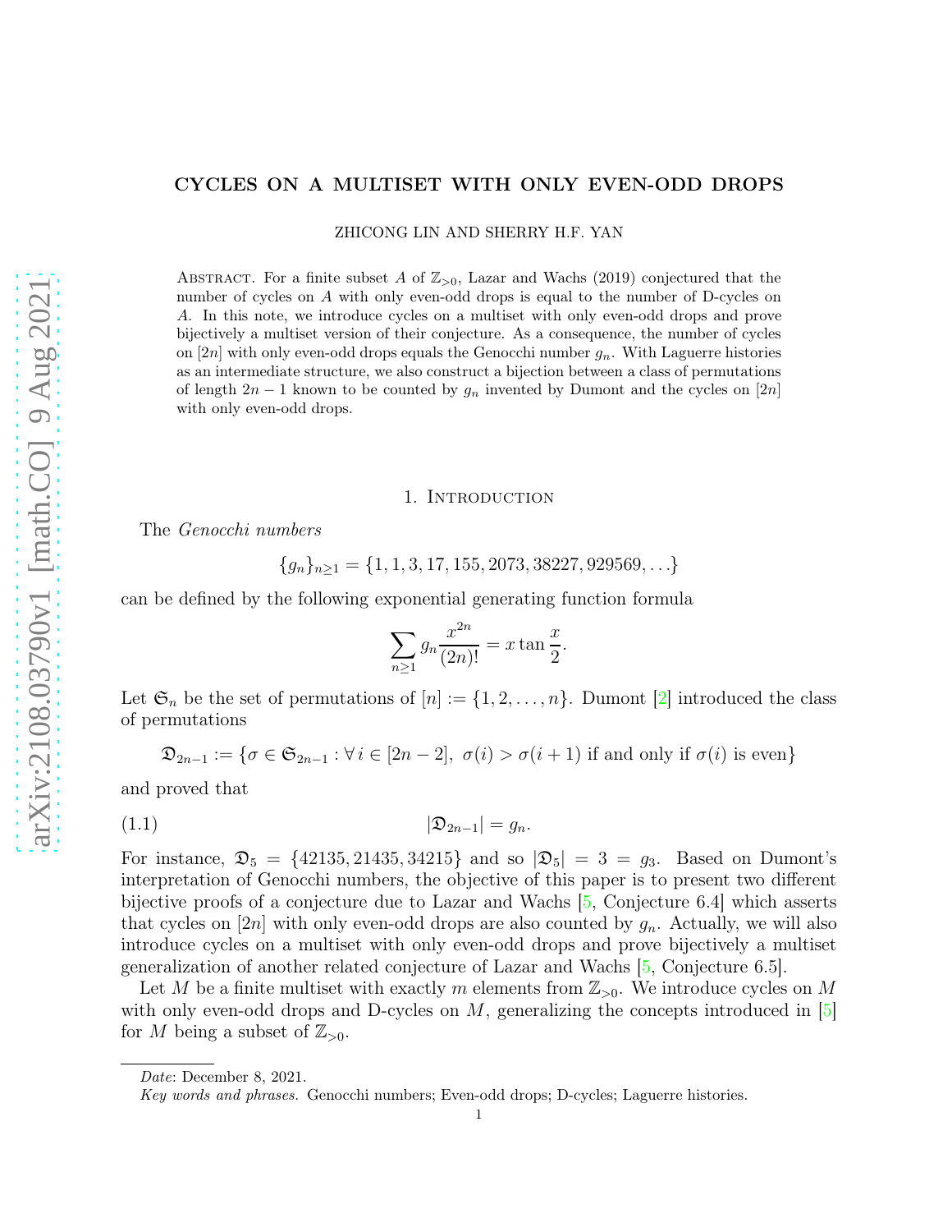# CYCLES ON A MULTISET WITH ONLY EVEN-ODD DROPS

ZHICONG LIN AND SHERRY H.F. YAN

ABSTRACT. For a finite subset $A$ of $\mathbb{Z}_{>0}$, Lazar and Wachs (2019) conjectured that the number of cycles on $A$ with only even-odd drops is equal to the number of D-cycles on $A$. In this note, we introduce cycles on a multiset with only even-odd drops and prove bijectively a multiset version of their conjecture. As a consequence, the number of cycles on $[2n]$ with only even-odd drops equals the Genocchi number $g_n$. With Laguerre histories as an intermediate structure, we also construct a bijection between a class of permutations of length $2n-1$ known to be counted by $g_n$ invented by Dumont and the cycles on $[2n]$ with only even-odd drops.

## 1. INTRODUCTION

The *Genocchi numbers*

$$\{g_n\}_{n\geq 1} = \{1, 1, 3, 17, 155, 2073, 38227, 929569, \ldots\}$$

can be defined by the following exponential generating function formula

$$\sum_{n\geq 1} g_n \frac{x^{2n}}{(2n)!} = x \tan \frac{x}{2}.$$

Let $\mathfrak{S}_n$ be the set of permutations of $[n] := \{1, 2, \ldots, n\}$. Dumont [2] introduced the class of permutations

$$\mathfrak{D}_{2n-1} := \{\sigma \in \mathfrak{S}_{2n-1} : \forall\, i \in [2n-2],\ \sigma(i) > \sigma(i+1) \text{ if and only if } \sigma(i) \text{ is even}\}$$

and proved that

$$|\mathfrak{D}_{2n-1}| = g_n. \tag{1.1}$$

For instance, $\mathfrak{D}_5 = \{42135, 21435, 34215\}$ and so $|\mathfrak{D}_5| = 3 = g_3$. Based on Dumont's interpretation of Genocchi numbers, the objective of this paper is to present two different bijective proofs of a conjecture due to Lazar and Wachs [5, Conjecture 6.4] which asserts that cycles on $[2n]$ with only even-odd drops are also counted by $g_n$. Actually, we will also introduce cycles on a multiset with only even-odd drops and prove bijectively a multiset generalization of another related conjecture of Lazar and Wachs [5, Conjecture 6.5].

Let $M$ be a finite multiset with exactly $m$ elements from $\mathbb{Z}_{>0}$. We introduce cycles on $M$ with only even-odd drops and D-cycles on $M$, generalizing the concepts introduced in [5] for $M$ being a subset of $\mathbb{Z}_{>0}$.

---

*Date*: December 8, 2021.

*Key words and phrases.* Genocchi numbers; Even-odd drops; D-cycles; Laguerre histories.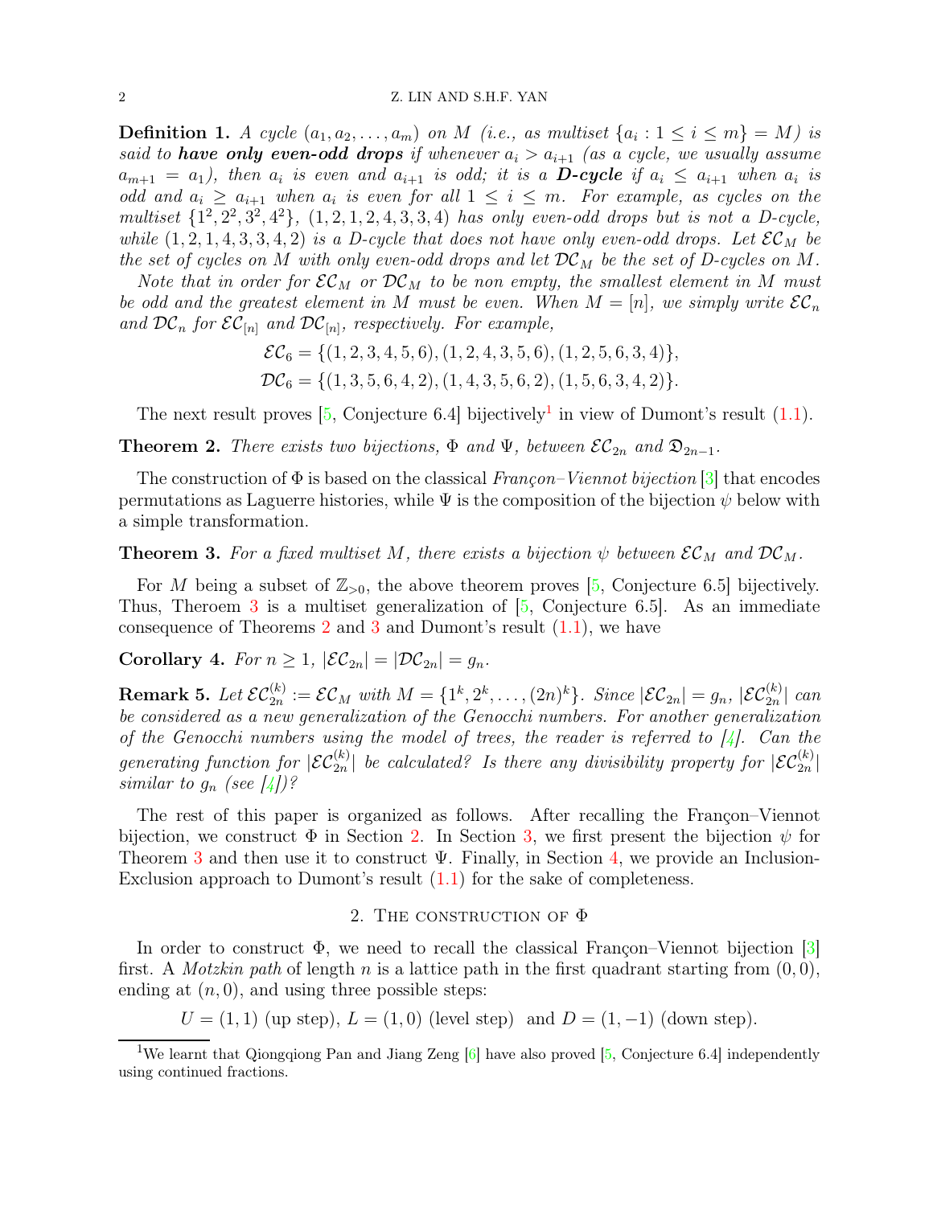**Definition 1.** *A cycle $(a_1, a_2, \ldots, a_m)$ on $M$ (i.e., as multiset $\{a_i : 1 \le i \le m\} = M$) is said to* ***have only even-odd drops*** *if whenever $a_i > a_{i+1}$ (as a cycle, we usually assume $a_{m+1} = a_1$), then $a_i$ is even and $a_{i+1}$ is odd; it is a* ***D-cycle*** *if $a_i \le a_{i+1}$ when $a_i$ is odd and $a_i \ge a_{i+1}$ when $a_i$ is even for all $1 \le i \le m$. For example, as cycles on the multiset $\{1^2, 2^2, 3^2, 4^2\}$, $(1, 2, 1, 2, 4, 3, 3, 4)$ has only even-odd drops but is not a D-cycle, while $(1, 2, 1, 4, 3, 3, 4, 2)$ is a D-cycle that does not have only even-odd drops. Let $\mathcal{EC}_M$ be the set of cycles on $M$ with only even-odd drops and let $\mathcal{DC}_M$ be the set of D-cycles on $M$.*

*Note that in order for $\mathcal{EC}_M$ or $\mathcal{DC}_M$ to be non empty, the smallest element in $M$ must be odd and the greatest element in $M$ must be even. When $M = [n]$, we simply write $\mathcal{EC}_n$ and $\mathcal{DC}_n$ for $\mathcal{EC}_{[n]}$ and $\mathcal{DC}_{[n]}$, respectively. For example,*

$$\mathcal{EC}_6 = \{(1, 2, 3, 4, 5, 6), (1, 2, 4, 3, 5, 6), (1, 2, 5, 6, 3, 4)\},$$
$$\mathcal{DC}_6 = \{(1, 3, 5, 6, 4, 2), (1, 4, 3, 5, 6, 2), (1, 5, 6, 3, 4, 2)\}.$$

The next result proves [5, Conjecture 6.4] bijectively[1] in view of Dumont's result (1.1).

**Theorem 2.** *There exists two bijections, $\Phi$ and $\Psi$, between $\mathcal{EC}_{2n}$ and $\mathfrak{D}_{2n-1}$.*

The construction of $\Phi$ is based on the classical *Françon–Viennot bijection* [3] that encodes permutations as Laguerre histories, while $\Psi$ is the composition of the bijection $\psi$ below with a simple transformation.

**Theorem 3.** *For a fixed multiset $M$, there exists a bijection $\psi$ between $\mathcal{EC}_M$ and $\mathcal{DC}_M$.*

For $M$ being a subset of $\mathbb{Z}_{>0}$, the above theorem proves [5, Conjecture 6.5] bijectively. Thus, Theroem 3 is a multiset generalization of [5, Conjecture 6.5]. As an immediate consequence of Theorems 2 and 3 and Dumont's result (1.1), we have

**Corollary 4.** *For $n \ge 1$, $|\mathcal{EC}_{2n}| = |\mathcal{DC}_{2n}| = g_n$.*

**Remark 5.** *Let $\mathcal{EC}_{2n}^{(k)} := \mathcal{EC}_M$ with $M = \{1^k, 2^k, \ldots, (2n)^k\}$. Since $|\mathcal{EC}_{2n}| = g_n$, $|\mathcal{EC}_{2n}^{(k)}|$ can be considered as a new generalization of the Genocchi numbers. For another generalization of the Genocchi numbers using the model of trees, the reader is referred to [4]. Can the generating function for $|\mathcal{EC}_{2n}^{(k)}|$ be calculated? Is there any divisibility property for $|\mathcal{EC}_{2n}^{(k)}|$ similar to $g_n$ (see [4])?*

The rest of this paper is organized as follows. After recalling the Françon–Viennot bijection, we construct $\Phi$ in Section 2. In Section 3, we first present the bijection $\psi$ for Theorem 3 and then use it to construct $\Psi$. Finally, in Section 4, we provide an Inclusion-Exclusion approach to Dumont's result (1.1) for the sake of completeness.

## 2. The construction of $\Phi$

In order to construct $\Phi$, we need to recall the classical Françon–Viennot bijection [3] first. A *Motzkin path* of length $n$ is a lattice path in the first quadrant starting from $(0, 0)$, ending at $(n, 0)$, and using three possible steps:

$$U = (1, 1) \text{ (up step)}, \; L = (1, 0) \text{ (level step)} \; \text{ and } D = (1, -1) \text{ (down step)}.$$

[1] We learnt that Qiongqiong Pan and Jiang Zeng [6] have also proved [5, Conjecture 6.4] independently using continued fractions.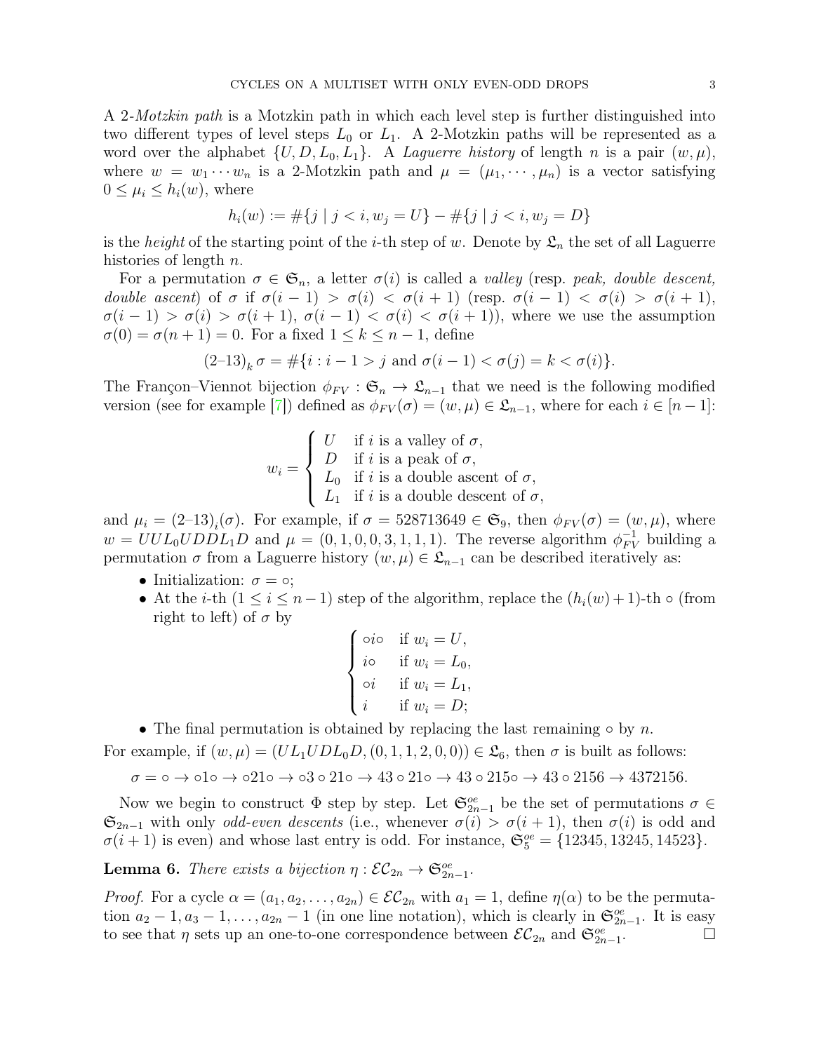A 2-*Motzkin path* is a Motzkin path in which each level step is further distinguished into two different types of level steps $L_0$ or $L_1$. A 2-Motzkin paths will be represented as a word over the alphabet $\{U, D, L_0, L_1\}$. A *Laguerre history* of length $n$ is a pair $(w, \mu)$, where $w = w_1 \cdots w_n$ is a 2-Motzkin path and $\mu = (\mu_1, \cdots, \mu_n)$ is a vector satisfying $0 \le \mu_i \le h_i(w)$, where

$$h_i(w) := \#\{j \mid j < i, w_j = U\} - \#\{j \mid j < i, w_j = D\}$$

is the *height* of the starting point of the $i$-th step of $w$. Denote by $\mathfrak{L}_n$ the set of all Laguerre histories of length $n$.

For a permutation $\sigma \in \mathfrak{S}_n$, a letter $\sigma(i)$ is called a *valley* (resp. *peak, double descent, double ascent*) of $\sigma$ if $\sigma(i-1) > \sigma(i) < \sigma(i+1)$ (resp. $\sigma(i-1) < \sigma(i) > \sigma(i+1)$, $\sigma(i-1) > \sigma(i) > \sigma(i+1)$, $\sigma(i-1) < \sigma(i) < \sigma(i+1)$), where we use the assumption $\sigma(0) = \sigma(n+1) = 0$. For a fixed $1 \le k \le n-1$, define

$$(2\text{–}13)_k\, \sigma = \#\{i : i-1 > j \text{ and } \sigma(i-1) < \sigma(j) = k < \sigma(i)\}.$$

The Françon–Viennot bijection $\phi_{FV} : \mathfrak{S}_n \to \mathfrak{L}_{n-1}$ that we need is the following modified version (see for example [7]) defined as $\phi_{FV}(\sigma) = (w, \mu) \in \mathfrak{L}_{n-1}$, where for each $i \in [n-1]$:

$$w_i = \begin{cases} U & \text{if } i \text{ is a valley of } \sigma, \\ D & \text{if } i \text{ is a peak of } \sigma, \\ L_0 & \text{if } i \text{ is a double ascent of } \sigma, \\ L_1 & \text{if } i \text{ is a double descent of } \sigma, \end{cases}$$

and $\mu_i = (2\text{–}13)_i(\sigma)$. For example, if $\sigma = 528713649 \in \mathfrak{S}_9$, then $\phi_{FV}(\sigma) = (w, \mu)$, where $w = UUL_0UDDL_1D$ and $\mu = (0, 1, 0, 0, 3, 1, 1, 1)$. The reverse algorithm $\phi_{FV}^{-1}$ building a permutation $\sigma$ from a Laguerre history $(w, \mu) \in \mathfrak{L}_{n-1}$ can be described iteratively as:

- Initialization: $\sigma = \circ$;
- At the $i$-th ($1 \le i \le n-1$) step of the algorithm, replace the $(h_i(w)+1)$-th $\circ$ (from right to left) of $\sigma$ by

$$\begin{cases} \circ i \circ & \text{if } w_i = U, \\ i \circ & \text{if } w_i = L_0, \\ \circ i & \text{if } w_i = L_1, \\ i & \text{if } w_i = D; \end{cases}$$

- The final permutation is obtained by replacing the last remaining $\circ$ by $n$.

For example, if $(w, \mu) = (UL_1UDL_0D, (0, 1, 1, 2, 0, 0)) \in \mathfrak{L}_6$, then $\sigma$ is built as follows:

$$\sigma = \circ \to \circ 1 \circ \to \circ 21 \circ \to \circ 3 \circ 21 \circ \to 43 \circ 21 \circ \to 43 \circ 215 \circ \to 43 \circ 2156 \to 4372156.$$

Now we begin to construct $\Phi$ step by step. Let $\mathfrak{S}_{2n-1}^{oe}$ be the set of permutations $\sigma \in \mathfrak{S}_{2n-1}$ with only *odd-even descents* (i.e., whenever $\sigma(i) > \sigma(i+1)$, then $\sigma(i)$ is odd and $\sigma(i+1)$ is even) and whose last entry is odd. For instance, $\mathfrak{S}_5^{oe} = \{12345, 13245, 14523\}$.

**Lemma 6.** *There exists a bijection $\eta : \mathcal{EC}_{2n} \to \mathfrak{S}_{2n-1}^{oe}$.*

*Proof.* For a cycle $\alpha = (a_1, a_2, \ldots, a_{2n}) \in \mathcal{EC}_{2n}$ with $a_1 = 1$, define $\eta(\alpha)$ to be the permutation $a_2 - 1, a_3 - 1, \ldots, a_{2n} - 1$ (in one line notation), which is clearly in $\mathfrak{S}_{2n-1}^{oe}$. It is easy to see that $\eta$ sets up an one-to-one correspondence between $\mathcal{EC}_{2n}$ and $\mathfrak{S}_{2n-1}^{oe}$. $\square$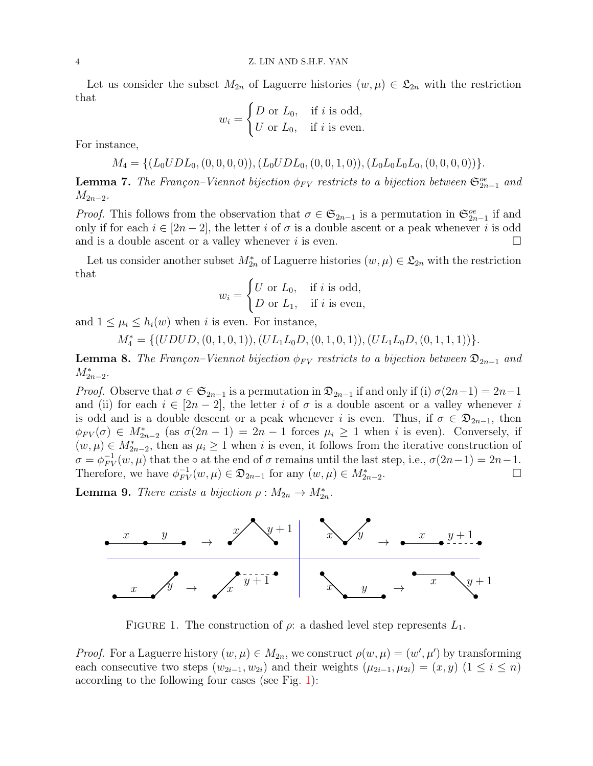Let us consider the subset $M_{2n}$ of Laguerre histories $(w, \mu) \in \mathfrak{L}_{2n}$ with the restriction that

$$w_i = \begin{cases} D \text{ or } L_0, & \text{if } i \text{ is odd,} \\ U \text{ or } L_0, & \text{if } i \text{ is even.} \end{cases}$$

For instance,

$$M_4 = \{(L_0UDL_0, (0,0,0,0)), (L_0UDL_0, (0,0,1,0)), (L_0L_0L_0L_0, (0,0,0,0))\}.$$

**Lemma 7.** *The Françon–Viennot bijection $\phi_{FV}$ restricts to a bijection between $\mathfrak{S}^{oe}_{2n-1}$ and $M_{2n-2}$.*

*Proof.* This follows from the observation that $\sigma \in \mathfrak{S}_{2n-1}$ is a permutation in $\mathfrak{S}^{oe}_{2n-1}$ if and only if for each $i \in [2n-2]$, the letter $i$ of $\sigma$ is a double ascent or a peak whenever $i$ is odd and is a double ascent or a valley whenever $i$ is even. □

Let us consider another subset $M^*_{2n}$ of Laguerre histories $(w, \mu) \in \mathfrak{L}_{2n}$ with the restriction that

$$w_i = \begin{cases} U \text{ or } L_0, & \text{if } i \text{ is odd,} \\ D \text{ or } L_1, & \text{if } i \text{ is even,} \end{cases}$$

and $1 \le \mu_i \le h_i(w)$ when $i$ is even. For instance,

$$M^*_4 = \{(UDUD, (0,1,0,1)), (UL_1L_0D, (0,1,0,1)), (UL_1L_0D, (0,1,1,1))\}.$$

**Lemma 8.** *The Françon–Viennot bijection $\phi_{FV}$ restricts to a bijection between $\mathfrak{D}_{2n-1}$ and $M^*_{2n-2}$.*

*Proof.* Observe that $\sigma \in \mathfrak{S}_{2n-1}$ is a permutation in $\mathfrak{D}_{2n-1}$ if and only if (i) $\sigma(2n-1) = 2n-1$ and (ii) for each $i \in [2n-2]$, the letter $i$ of $\sigma$ is a double ascent or a valley whenever $i$ is odd and is a double descent or a peak whenever $i$ is even. Thus, if $\sigma \in \mathfrak{D}_{2n-1}$, then $\phi_{FV}(\sigma) \in M^*_{2n-2}$ (as $\sigma(2n-1) = 2n-1$ forces $\mu_i \ge 1$ when $i$ is even). Conversely, if $(w, \mu) \in M^*_{2n-2}$, then as $\mu_i \ge 1$ when $i$ is even, it follows from the iterative construction of $\sigma = \phi^{-1}_{FV}(w, \mu)$ that the $\circ$ at the end of $\sigma$ remains until the last step, i.e., $\sigma(2n-1) = 2n-1$. Therefore, we have $\phi^{-1}_{FV}(w, \mu) \in \mathfrak{D}_{2n-1}$ for any $(w, \mu) \in M^*_{2n-2}$. □

**Lemma 9.** *There exists a bijection $\rho : M_{2n} \to M^*_{2n}$.*

FIGURE 1. The construction of $\rho$: a dashed level step represents $L_1$.

*Proof.* For a Laguerre history $(w, \mu) \in M_{2n}$, we construct $\rho(w, \mu) = (w', \mu')$ by transforming each consecutive two steps $(w_{2i-1}, w_{2i})$ and their weights $(\mu_{2i-1}, \mu_{2i}) = (x, y)$ $(1 \le i \le n)$ according to the following four cases (see Fig. 1):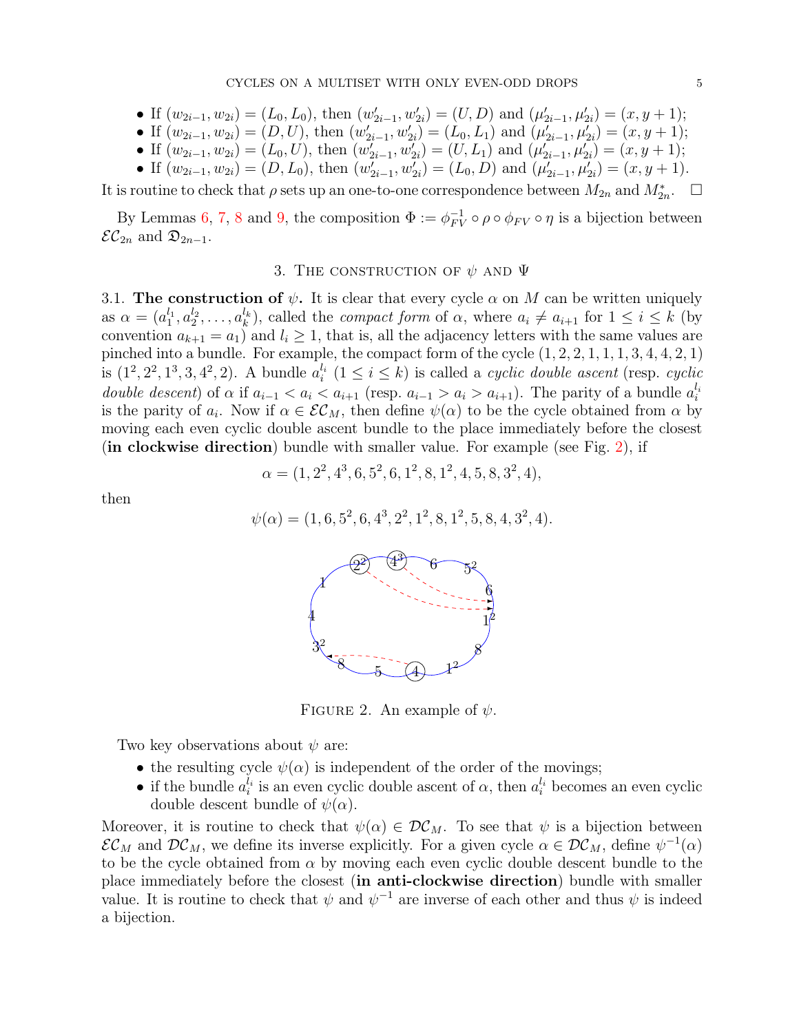- If $(w_{2i-1}, w_{2i}) = (L_0, L_0)$, then $(w'_{2i-1}, w'_{2i}) = (U, D)$ and $(\mu'_{2i-1}, \mu'_{2i}) = (x, y+1)$;
- If $(w_{2i-1}, w_{2i}) = (D, U)$, then $(w'_{2i-1}, w'_{2i}) = (L_0, L_1)$ and $(\mu'_{2i-1}, \mu'_{2i}) = (x, y+1)$;
- If $(w_{2i-1}, w_{2i}) = (L_0, U)$, then $(w'_{2i-1}, w'_{2i}) = (U, L_1)$ and $(\mu'_{2i-1}, \mu'_{2i}) = (x, y+1)$;
- If $(w_{2i-1}, w_{2i}) = (D, L_0)$, then $(w'_{2i-1}, w'_{2i}) = (L_0, D)$ and $(\mu'_{2i-1}, \mu'_{2i}) = (x, y+1)$.

It is routine to check that $\rho$ sets up an one-to-one correspondence between $M_{2n}$ and $M^*_{2n}$. $\square$

By Lemmas 6, 7, 8 and 9, the composition $\Phi := \phi_{FV}^{-1} \circ \rho \circ \phi_{FV} \circ \eta$ is a bijection between $\mathcal{EC}_{2n}$ and $\mathfrak{D}_{2n-1}$.

## 3. The construction of $\psi$ and $\Psi$

**3.1. The construction of $\psi$.** It is clear that every cycle $\alpha$ on $M$ can be written uniquely as $\alpha = (a_1^{l_1}, a_2^{l_2}, \dots, a_k^{l_k})$, called the *compact form* of $\alpha$, where $a_i \neq a_{i+1}$ for $1 \le i \le k$ (by convention $a_{k+1} = a_1$) and $l_i \ge 1$, that is, all the adjacency letters with the same values are pinched into a bundle. For example, the compact form of the cycle $(1, 2, 2, 1, 1, 1, 3, 4, 4, 2, 1)$ is $(1^2, 2^2, 1^3, 3, 4^2, 2)$. A bundle $a_i^{l_i}$ $(1 \le i \le k)$ is called a *cyclic double ascent* (resp. *cyclic double descent*) of $\alpha$ if $a_{i-1} < a_i < a_{i+1}$ (resp. $a_{i-1} > a_i > a_{i+1}$). The parity of a bundle $a_i^{l_i}$ is the parity of $a_i$. Now if $\alpha \in \mathcal{EC}_M$, then define $\psi(\alpha)$ to be the cycle obtained from $\alpha$ by moving each even cyclic double ascent bundle to the place immediately before the closest (**in clockwise direction**) bundle with smaller value. For example (see Fig. 2), if

$$\alpha = (1, 2^2, 4^3, 6, 5^2, 6, 1^2, 8, 1^2, 4, 5, 8, 3^2, 4),$$

then

$$\psi(\alpha) = (1, 6, 5^2, 6, 4^3, 2^2, 1^2, 8, 1^2, 5, 8, 4, 3^2, 4).$$

FIGURE 2. An example of $\psi$.

Two key observations about $\psi$ are:

- the resulting cycle $\psi(\alpha)$ is independent of the order of the movings;
- if the bundle $a_i^{l_i}$ is an even cyclic double ascent of $\alpha$, then $a_i^{l_i}$ becomes an even cyclic double descent bundle of $\psi(\alpha)$.

Moreover, it is routine to check that $\psi(\alpha) \in \mathcal{DC}_M$. To see that $\psi$ is a bijection between $\mathcal{EC}_M$ and $\mathcal{DC}_M$, we define its inverse explicitly. For a given cycle $\alpha \in \mathcal{DC}_M$, define $\psi^{-1}(\alpha)$ to be the cycle obtained from $\alpha$ by moving each even cyclic double descent bundle to the place immediately before the closest (**in anti-clockwise direction**) bundle with smaller value. It is routine to check that $\psi$ and $\psi^{-1}$ are inverse of each other and thus $\psi$ is indeed a bijection.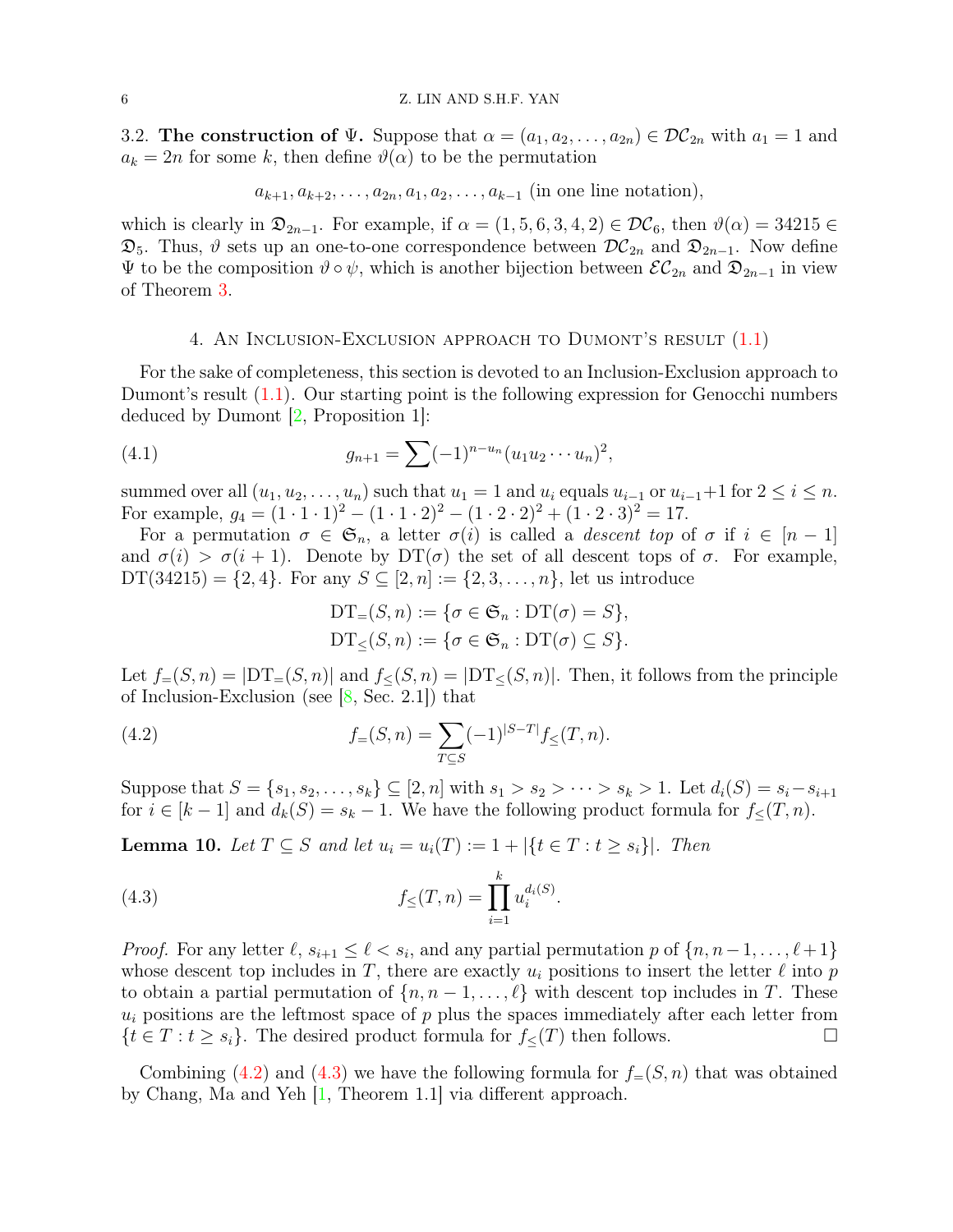3.2. **The construction of $\Psi$.** Suppose that $\alpha = (a_1, a_2, \ldots, a_{2n}) \in \mathcal{DC}_{2n}$ with $a_1 = 1$ and $a_k = 2n$ for some $k$, then define $\vartheta(\alpha)$ to be the permutation

$$a_{k+1}, a_{k+2}, \ldots, a_{2n}, a_1, a_2, \ldots, a_{k-1} \text{ (in one line notation)},$$

which is clearly in $\mathfrak{D}_{2n-1}$. For example, if $\alpha = (1, 5, 6, 3, 4, 2) \in \mathcal{DC}_6$, then $\vartheta(\alpha) = 34215 \in \mathfrak{D}_5$. Thus, $\vartheta$ sets up an one-to-one correspondence between $\mathcal{DC}_{2n}$ and $\mathfrak{D}_{2n-1}$. Now define $\Psi$ to be the composition $\vartheta \circ \psi$, which is another bijection between $\mathcal{EC}_{2n}$ and $\mathfrak{D}_{2n-1}$ in view of Theorem 3.

## 4. An Inclusion-Exclusion approach to Dumont's result (1.1)

For the sake of completeness, this section is devoted to an Inclusion-Exclusion approach to Dumont's result (1.1). Our starting point is the following expression for Genocchi numbers deduced by Dumont [2, Proposition 1]:

$$g_{n+1} = \sum (-1)^{n-u_n}(u_1 u_2 \cdots u_n)^2, \tag{4.1}$$

summed over all $(u_1, u_2, \ldots, u_n)$ such that $u_1 = 1$ and $u_i$ equals $u_{i-1}$ or $u_{i-1}+1$ for $2 \le i \le n$. For example, $g_4 = (1\cdot 1\cdot 1)^2 - (1\cdot 1\cdot 2)^2 - (1\cdot 2\cdot 2)^2 + (1\cdot 2\cdot 3)^2 = 17$.

For a permutation $\sigma \in \mathfrak{S}_n$, a letter $\sigma(i)$ is called a *descent top* of $\sigma$ if $i \in [n-1]$ and $\sigma(i) > \sigma(i+1)$. Denote by $\mathrm{DT}(\sigma)$ the set of all descent tops of $\sigma$. For example, $\mathrm{DT}(34215) = \{2, 4\}$. For any $S \subseteq [2, n] := \{2, 3, \ldots, n\}$, let us introduce

$$\mathrm{DT}_{=}(S, n) := \{\sigma \in \mathfrak{S}_n : \mathrm{DT}(\sigma) = S\},$$
$$\mathrm{DT}_{\le}(S, n) := \{\sigma \in \mathfrak{S}_n : \mathrm{DT}(\sigma) \subseteq S\}.$$

Let $f_{=}(S, n) = |\mathrm{DT}_{=}(S, n)|$ and $f_{\le}(S, n) = |\mathrm{DT}_{\le}(S, n)|$. Then, it follows from the principle of Inclusion-Exclusion (see [8, Sec. 2.1]) that

$$f_{=}(S, n) = \sum_{T \subseteq S} (-1)^{|S-T|} f_{\le}(T, n). \tag{4.2}$$

Suppose that $S = \{s_1, s_2, \ldots, s_k\} \subseteq [2, n]$ with $s_1 > s_2 > \cdots > s_k > 1$. Let $d_i(S) = s_i - s_{i+1}$ for $i \in [k-1]$ and $d_k(S) = s_k - 1$. We have the following product formula for $f_{\le}(T, n)$.

**Lemma 10.** *Let $T \subseteq S$ and let $u_i = u_i(T) := 1 + |\{t \in T : t \ge s_i\}|$. Then*

$$f_{\le}(T, n) = \prod_{i=1}^{k} u_i^{d_i(S)}. \tag{4.3}$$

*Proof.* For any letter $\ell$, $s_{i+1} \le \ell < s_i$, and any partial permutation $p$ of $\{n, n-1, \ldots, \ell+1\}$ whose descent top includes in $T$, there are exactly $u_i$ positions to insert the letter $\ell$ into $p$ to obtain a partial permutation of $\{n, n-1, \ldots, \ell\}$ with descent top includes in $T$. These $u_i$ positions are the leftmost space of $p$ plus the spaces immediately after each letter from $\{t \in T : t \ge s_i\}$. The desired product formula for $f_{\le}(T)$ then follows. $\square$

Combining (4.2) and (4.3) we have the following formula for $f_{=}(S, n)$ that was obtained by Chang, Ma and Yeh [1, Theorem 1.1] via different approach.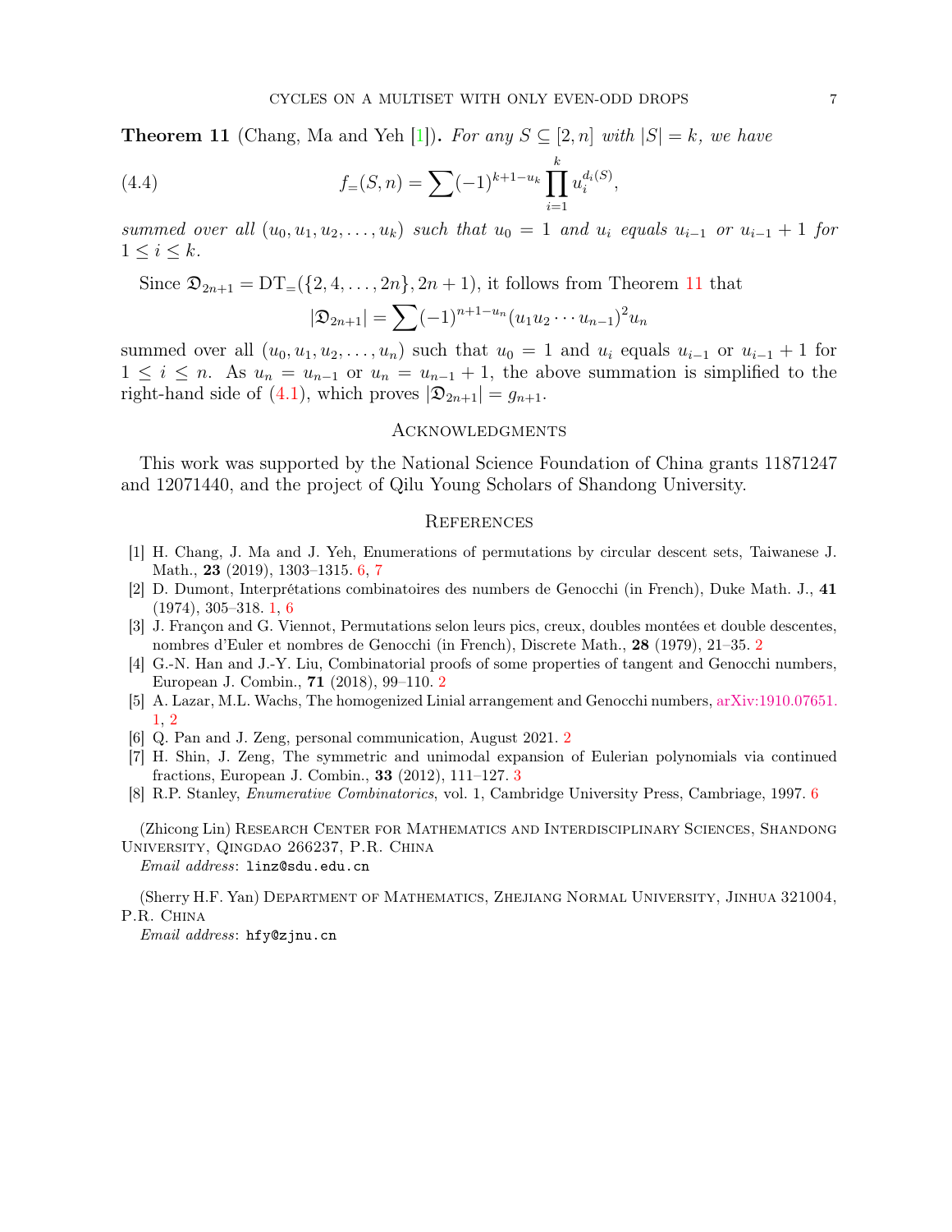**Theorem 11** (Chang, Ma and Yeh [1])**.** *For any $S \subseteq [2, n]$ with $|S| = k$, we have*

$$f_{=}(S, n) = \sum (-1)^{k+1-u_k} \prod_{i=1}^{k} u_i^{d_i(S)}, \tag{4.4}$$

*summed over all $(u_0, u_1, u_2, \ldots, u_k)$ such that $u_0 = 1$ and $u_i$ equals $u_{i-1}$ or $u_{i-1} + 1$ for $1 \le i \le k$.*

Since $\mathfrak{D}_{2n+1} = \mathrm{DT}_{=}(\{2, 4, \ldots, 2n\}, 2n + 1)$, it follows from Theorem 11 that

$$|\mathfrak{D}_{2n+1}| = \sum (-1)^{n+1-u_n} (u_1 u_2 \cdots u_{n-1})^2 u_n$$

summed over all $(u_0, u_1, u_2, \ldots, u_n)$ such that $u_0 = 1$ and $u_i$ equals $u_{i-1}$ or $u_{i-1} + 1$ for $1 \le i \le n$. As $u_n = u_{n-1}$ or $u_n = u_{n-1} + 1$, the above summation is simplified to the right-hand side of (4.1), which proves $|\mathfrak{D}_{2n+1}| = g_{n+1}$.

## Acknowledgments

This work was supported by the National Science Foundation of China grants 11871247 and 12071440, and the project of Qilu Young Scholars of Shandong University.

## References

[1] H. Chang, J. Ma and J. Yeh, Enumerations of permutations by circular descent sets, Taiwanese J. Math., **23** (2019), 1303–1315. 6, 7

[2] D. Dumont, Interprétations combinatoires des numbers de Genocchi (in French), Duke Math. J., **41** (1974), 305–318. 1, 6

[3] J. Françon and G. Viennot, Permutations selon leurs pics, creux, doubles montées et double descentes, nombres d'Euler et nombres de Genocchi (in French), Discrete Math., **28** (1979), 21–35. 2

[4] G.-N. Han and J.-Y. Liu, Combinatorial proofs of some properties of tangent and Genocchi numbers, European J. Combin., **71** (2018), 99–110. 2

[5] A. Lazar, M.L. Wachs, The homogenized Linial arrangement and Genocchi numbers, arXiv:1910.07651. 1, 2

[6] Q. Pan and J. Zeng, personal communication, August 2021. 2

[7] H. Shin, J. Zeng, The symmetric and unimodal expansion of Eulerian polynomials via continued fractions, European J. Combin., **33** (2012), 111–127. 3

[8] R.P. Stanley, *Enumerative Combinatorics*, vol. 1, Cambridge University Press, Cambriage, 1997. 6

(Zhicong Lin) Research Center for Mathematics and Interdisciplinary Sciences, Shandong University, Qingdao 266237, P.R. China
*Email address*: linz@sdu.edu.cn

(Sherry H.F. Yan) Department of Mathematics, Zhejiang Normal University, Jinhua 321004, P.R. China
*Email address*: hfy@zjnu.cn